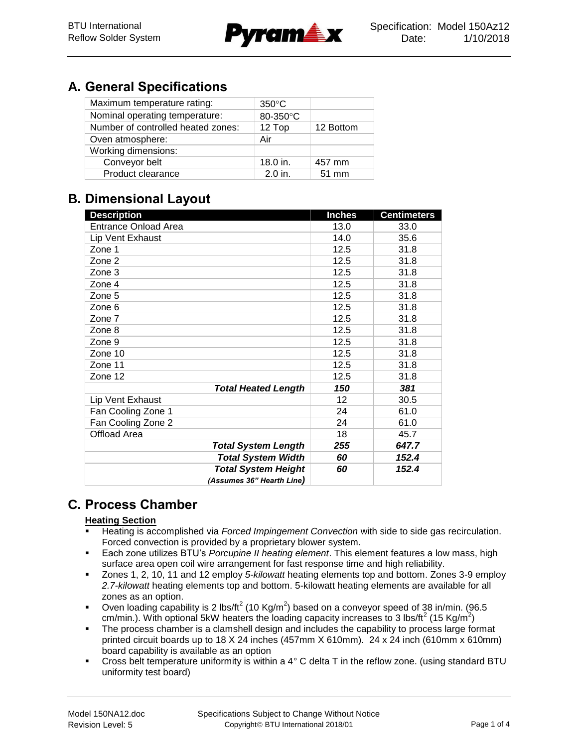## A. General Specifications

| Maximum temperature rating: | 350°C | |
|---|---|---|
| Nominal operating temperature: | 80-350°C | |
| Number of controlled heated zones: | 12 Top | 12 Bottom |
| Oven atmosphere: | Air | |
| Working dimensions: | | |
| Conveyor belt | 18.0 in. | 457 mm |
| Product clearance | 2.0 in. | 51 mm |

## B. Dimensional Layout

| Description | Inches | Centimeters |
|---|---|---|
| Entrance Onload Area | 13.0 | 33.0 |
| Lip Vent Exhaust | 14.0 | 35.6 |
| Zone 1 | 12.5 | 31.8 |
| Zone 2 | 12.5 | 31.8 |
| Zone 3 | 12.5 | 31.8 |
| Zone 4 | 12.5 | 31.8 |
| Zone 5 | 12.5 | 31.8 |
| Zone 6 | 12.5 | 31.8 |
| Zone 7 | 12.5 | 31.8 |
| Zone 8 | 12.5 | 31.8 |
| Zone 9 | 12.5 | 31.8 |
| Zone 10 | 12.5 | 31.8 |
| Zone 11 | 12.5 | 31.8 |
| Zone 12 | 12.5 | 31.8 |
| ***Total Heated Length*** | ***150*** | ***381*** |
| Lip Vent Exhaust | 12 | 30.5 |
| Fan Cooling Zone 1 | 24 | 61.0 |
| Fan Cooling Zone 2 | 24 | 61.0 |
| Offload Area | 18 | 45.7 |
| ***Total System Length*** | ***255*** | ***647.7*** |
| ***Total System Width*** | ***60*** | ***152.4*** |
| ***Total System Height*** ***(Assumes 36" Hearth Line)*** | ***60*** | ***152.4*** |

## C. Process Chamber

**Heating Section**

- Heating is accomplished via *Forced Impingement Convection* with side to side gas recirculation. Forced convection is provided by a proprietary blower system.
- Each zone utilizes BTU's *Porcupine II heating element*. This element features a low mass, high surface area open coil wire arrangement for fast response time and high reliability.
- Zones 1, 2, 10, 11 and 12 employ *5-kilowatt* heating elements top and bottom. Zones 3-9 employ *2.7-kilowatt* heating elements top and bottom. 5-kilowatt heating elements are available for all zones as an option.
- Oven loading capability is 2 lbs/ft$^2$ (10 Kg/m$^2$) based on a conveyor speed of 38 in/min. (96.5 cm/min.). With optional 5kW heaters the loading capacity increases to 3 lbs/ft$^2$ (15 Kg/m$^2$)
- The process chamber is a clamshell design and includes the capability to process large format printed circuit boards up to 18 X 24 inches (457mm X 610mm). 24 x 24 inch (610mm x 610mm) board capability is available as an option
- Cross belt temperature uniformity is within a 4° C delta T in the reflow zone. (using standard BTU uniformity test board)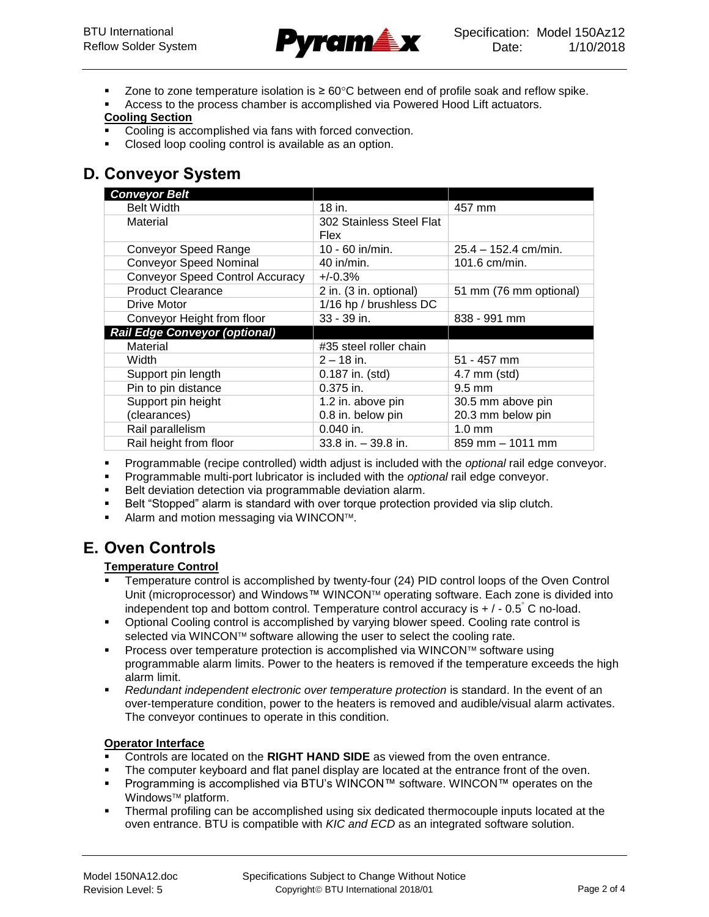- Zone to zone temperature isolation is ≥ 60°C between end of profile soak and reflow spike.
- Access to the process chamber is accomplished via Powered Hood Lift actuators.

**Cooling Section**

- Cooling is accomplished via fans with forced convection.
- Closed loop cooling control is available as an option.

## D. Conveyor System

| ***Conveyor Belt*** | | |
|---|---|---|
| Belt Width | 18 in. | 457 mm |
| Material | 302 Stainless Steel Flat Flex | |
| Conveyor Speed Range | 10 - 60 in/min. | 25.4 – 152.4 cm/min. |
| Conveyor Speed Nominal | 40 in/min. | 101.6 cm/min. |
| Conveyor Speed Control Accuracy | +/-0.3% | |
| Product Clearance | 2 in. (3 in. optional) | 51 mm (76 mm optional) |
| Drive Motor | 1/16 hp / brushless DC | |
| Conveyor Height from floor | 33 - 39 in. | 838 - 991 mm |
| ***Rail Edge Conveyor (optional)*** | | |
| Material | #35 steel roller chain | |
| Width | 2 – 18 in. | 51 - 457 mm |
| Support pin length | 0.187 in. (std) | 4.7 mm (std) |
| Pin to pin distance | 0.375 in. | 9.5 mm |
| Support pin height (clearances) | 1.2 in. above pin<br>0.8 in. below pin | 30.5 mm above pin<br>20.3 mm below pin |
| Rail parallelism | 0.040 in. | 1.0 mm |
| Rail height from floor | 33.8 in. – 39.8 in. | 859 mm – 1011 mm |

- Programmable (recipe controlled) width adjust is included with the *optional* rail edge conveyor.
- Programmable multi-port lubricator is included with the *optional* rail edge conveyor.
- Belt deviation detection via programmable deviation alarm.
- Belt "Stopped" alarm is standard with over torque protection provided via slip clutch.
- Alarm and motion messaging via WINCON™.

## E. Oven Controls

**Temperature Control**

- Temperature control is accomplished by twenty-four (24) PID control loops of the Oven Control Unit (microprocessor) and Windows™ WINCON™ operating software. Each zone is divided into independent top and bottom control. Temperature control accuracy is + / - 0.5° C no-load.
- Optional Cooling control is accomplished by varying blower speed. Cooling rate control is selected via WINCON™ software allowing the user to select the cooling rate.
- Process over temperature protection is accomplished via WINCON™ software using programmable alarm limits. Power to the heaters is removed if the temperature exceeds the high alarm limit.
- *Redundant independent electronic over temperature protection* is standard. In the event of an over-temperature condition, power to the heaters is removed and audible/visual alarm activates. The conveyor continues to operate in this condition.

**Operator Interface**

- Controls are located on the **RIGHT HAND SIDE** as viewed from the oven entrance.
- The computer keyboard and flat panel display are located at the entrance front of the oven.
- Programming is accomplished via BTU's WINCON™ software. WINCON™ operates on the Windows™ platform.
- Thermal profiling can be accomplished using six dedicated thermocouple inputs located at the oven entrance. BTU is compatible with *KIC and ECD* as an integrated software solution.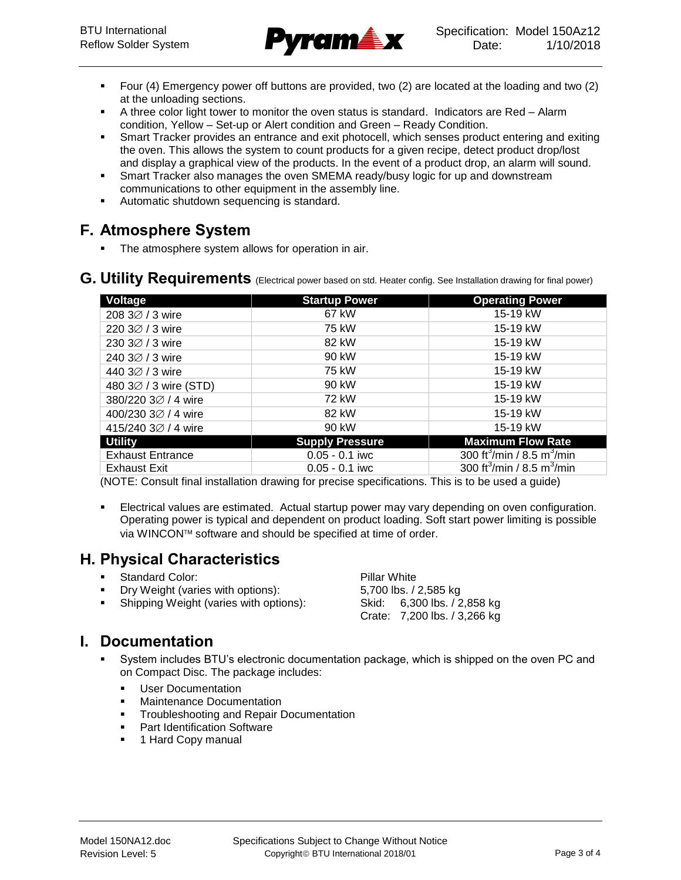- Four (4) Emergency power off buttons are provided, two (2) are located at the loading and two (2) at the unloading sections.
- A three color light tower to monitor the oven status is standard. Indicators are Red – Alarm condition, Yellow – Set-up or Alert condition and Green – Ready Condition.
- Smart Tracker provides an entrance and exit photocell, which senses product entering and exiting the oven. This allows the system to count products for a given recipe, detect product drop/lost and display a graphical view of the products. In the event of a product drop, an alarm will sound.
- Smart Tracker also manages the oven SMEMA ready/busy logic for up and downstream communications to other equipment in the assembly line.
- Automatic shutdown sequencing is standard.

## F. Atmosphere System

- The atmosphere system allows for operation in air.

## G. Utility Requirements (Electrical power based on std. Heater config. See Installation drawing for final power)

| Voltage | Startup Power | Operating Power |
|---|---|---|
| 208 3∅ / 3 wire | 67 kW | 15-19 kW |
| 220 3∅ / 3 wire | 75 kW | 15-19 kW |
| 230 3∅ / 3 wire | 82 kW | 15-19 kW |
| 240 3∅ / 3 wire | 90 kW | 15-19 kW |
| 440 3∅ / 3 wire | 75 kW | 15-19 kW |
| 480 3∅ / 3 wire (STD) | 90 kW | 15-19 kW |
| 380/220 3∅ / 4 wire | 72 kW | 15-19 kW |
| 400/230 3∅ / 4 wire | 82 kW | 15-19 kW |
| 415/240 3∅ / 4 wire | 90 kW | 15-19 kW |
| **Utility** | **Supply Pressure** | **Maximum Flow Rate** |
| Exhaust Entrance | 0.05 - 0.1 iwc | 300 $ft^3$/min / 8.5 $m^3$/min |
| Exhaust Exit | 0.05 - 0.1 iwc | 300 $ft^3$/min / 8.5 $m^3$/min |

(NOTE: Consult final installation drawing for precise specifications. This is to be used a guide)

- Electrical values are estimated. Actual startup power may vary depending on oven configuration. Operating power is typical and dependent on product loading. Soft start power limiting is possible via WINCON™ software and should be specified at time of order.

## H. Physical Characteristics

- Standard Color: Pillar White
- Dry Weight (varies with options): 5,700 lbs. / 2,585 kg
- Shipping Weight (varies with options): Skid: 6,300 lbs. / 2,858 kg
  Crate: 7,200 lbs. / 3,266 kg

## I. Documentation

- System includes BTU's electronic documentation package, which is shipped on the oven PC and on Compact Disc. The package includes:
  - User Documentation
  - Maintenance Documentation
  - Troubleshooting and Repair Documentation
  - Part Identification Software
  - 1 Hard Copy manual